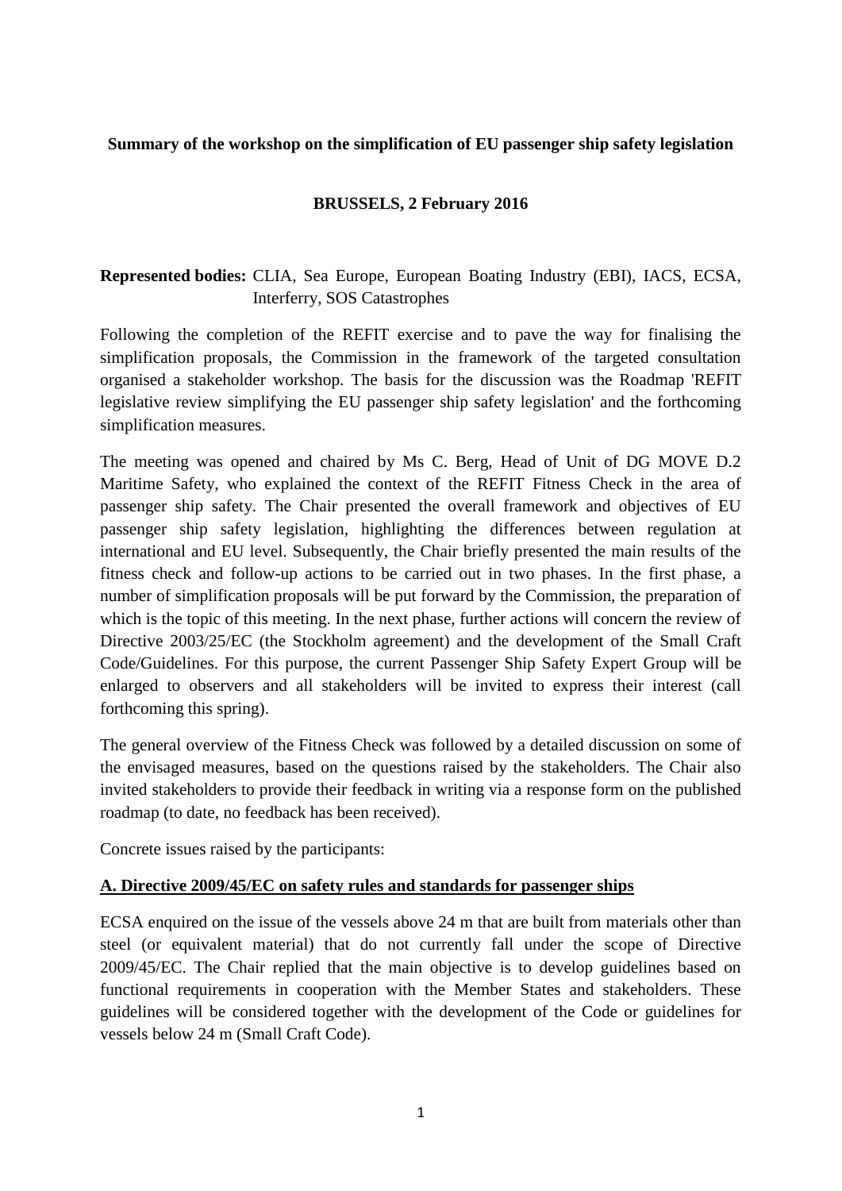**Summary of the workshop on the simplification of EU passenger ship safety legislation**

**BRUSSELS, 2 February 2016**

**Represented bodies:** CLIA, Sea Europe, European Boating Industry (EBI), IACS, ECSA, Interferry, SOS Catastrophes

Following the completion of the REFIT exercise and to pave the way for finalising the simplification proposals, the Commission in the framework of the targeted consultation organised a stakeholder workshop. The basis for the discussion was the Roadmap 'REFIT legislative review simplifying the EU passenger ship safety legislation' and the forthcoming simplification measures.

The meeting was opened and chaired by Ms C. Berg, Head of Unit of DG MOVE D.2 Maritime Safety, who explained the context of the REFIT Fitness Check in the area of passenger ship safety. The Chair presented the overall framework and objectives of EU passenger ship safety legislation, highlighting the differences between regulation at international and EU level. Subsequently, the Chair briefly presented the main results of the fitness check and follow-up actions to be carried out in two phases. In the first phase, a number of simplification proposals will be put forward by the Commission, the preparation of which is the topic of this meeting. In the next phase, further actions will concern the review of Directive 2003/25/EC (the Stockholm agreement) and the development of the Small Craft Code/Guidelines. For this purpose, the current Passenger Ship Safety Expert Group will be enlarged to observers and all stakeholders will be invited to express their interest (call forthcoming this spring).

The general overview of the Fitness Check was followed by a detailed discussion on some of the envisaged measures, based on the questions raised by the stakeholders. The Chair also invited stakeholders to provide their feedback in writing via a response form on the published roadmap (to date, no feedback has been received).

Concrete issues raised by the participants:

**A. Directive 2009/45/EC on safety rules and standards for passenger ships**

ECSA enquired on the issue of the vessels above 24 m that are built from materials other than steel (or equivalent material) that do not currently fall under the scope of Directive 2009/45/EC. The Chair replied that the main objective is to develop guidelines based on functional requirements in cooperation with the Member States and stakeholders. These guidelines will be considered together with the development of the Code or guidelines for vessels below 24 m (Small Craft Code).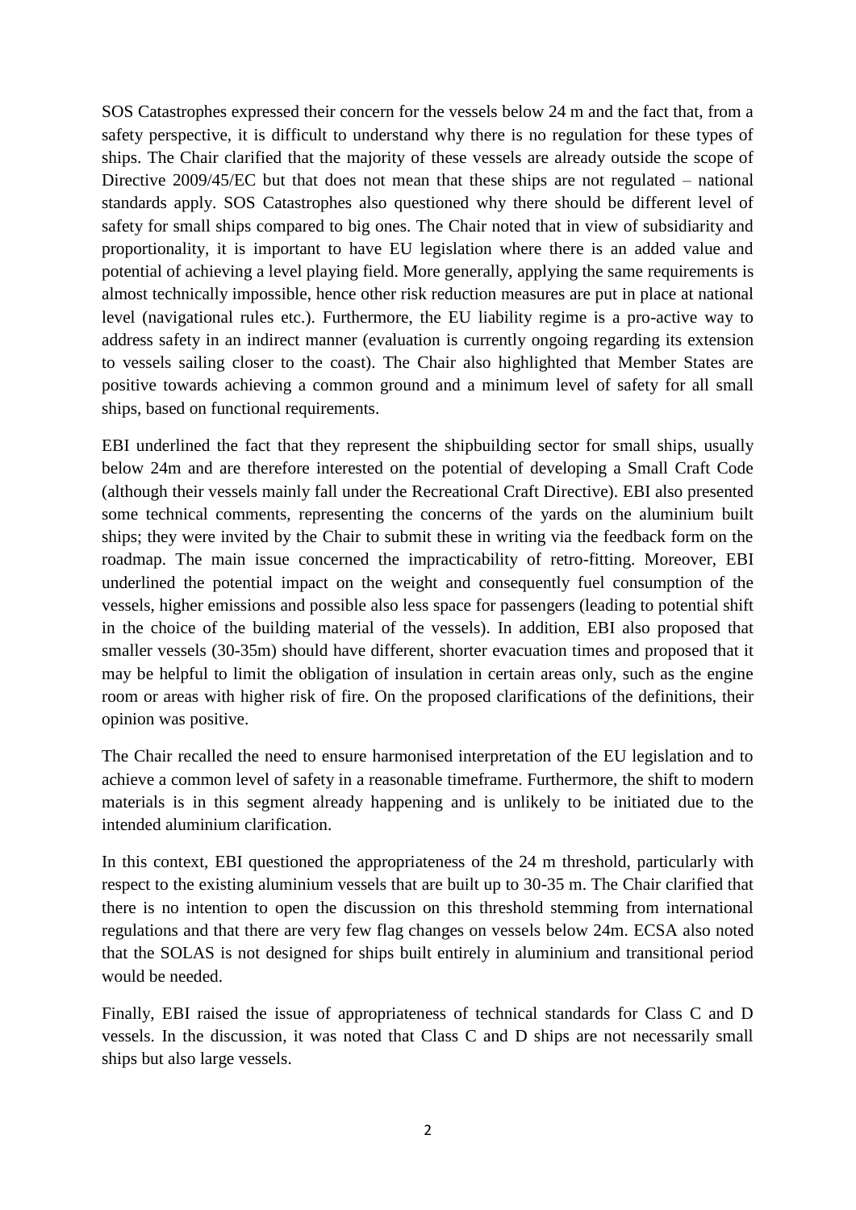SOS Catastrophes expressed their concern for the vessels below 24 m and the fact that, from a safety perspective, it is difficult to understand why there is no regulation for these types of ships. The Chair clarified that the majority of these vessels are already outside the scope of Directive 2009/45/EC but that does not mean that these ships are not regulated – national standards apply. SOS Catastrophes also questioned why there should be different level of safety for small ships compared to big ones. The Chair noted that in view of subsidiarity and proportionality, it is important to have EU legislation where there is an added value and potential of achieving a level playing field. More generally, applying the same requirements is almost technically impossible, hence other risk reduction measures are put in place at national level (navigational rules etc.). Furthermore, the EU liability regime is a pro-active way to address safety in an indirect manner (evaluation is currently ongoing regarding its extension to vessels sailing closer to the coast). The Chair also highlighted that Member States are positive towards achieving a common ground and a minimum level of safety for all small ships, based on functional requirements.

EBI underlined the fact that they represent the shipbuilding sector for small ships, usually below 24m and are therefore interested on the potential of developing a Small Craft Code (although their vessels mainly fall under the Recreational Craft Directive). EBI also presented some technical comments, representing the concerns of the yards on the aluminium built ships; they were invited by the Chair to submit these in writing via the feedback form on the roadmap. The main issue concerned the impracticability of retro-fitting. Moreover, EBI underlined the potential impact on the weight and consequently fuel consumption of the vessels, higher emissions and possible also less space for passengers (leading to potential shift in the choice of the building material of the vessels). In addition, EBI also proposed that smaller vessels (30-35m) should have different, shorter evacuation times and proposed that it may be helpful to limit the obligation of insulation in certain areas only, such as the engine room or areas with higher risk of fire. On the proposed clarifications of the definitions, their opinion was positive.

The Chair recalled the need to ensure harmonised interpretation of the EU legislation and to achieve a common level of safety in a reasonable timeframe. Furthermore, the shift to modern materials is in this segment already happening and is unlikely to be initiated due to the intended aluminium clarification.

In this context, EBI questioned the appropriateness of the 24 m threshold, particularly with respect to the existing aluminium vessels that are built up to 30-35 m. The Chair clarified that there is no intention to open the discussion on this threshold stemming from international regulations and that there are very few flag changes on vessels below 24m. ECSA also noted that the SOLAS is not designed for ships built entirely in aluminium and transitional period would be needed.

Finally, EBI raised the issue of appropriateness of technical standards for Class C and D vessels. In the discussion, it was noted that Class C and D ships are not necessarily small ships but also large vessels.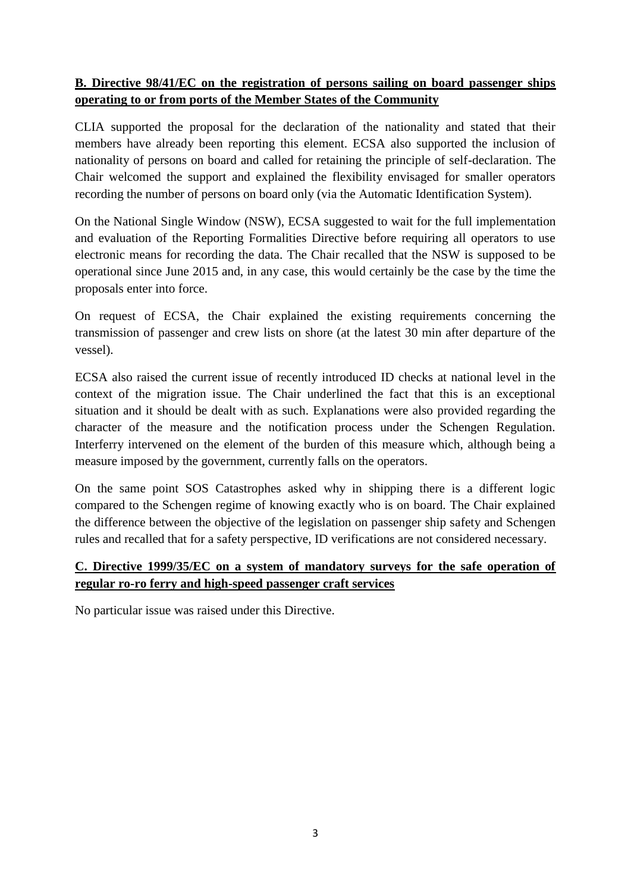**B. Directive 98/41/EC on the registration of persons sailing on board passenger ships operating to or from ports of the Member States of the Community**

CLIA supported the proposal for the declaration of the nationality and stated that their members have already been reporting this element. ECSA also supported the inclusion of nationality of persons on board and called for retaining the principle of self-declaration. The Chair welcomed the support and explained the flexibility envisaged for smaller operators recording the number of persons on board only (via the Automatic Identification System).

On the National Single Window (NSW), ECSA suggested to wait for the full implementation and evaluation of the Reporting Formalities Directive before requiring all operators to use electronic means for recording the data. The Chair recalled that the NSW is supposed to be operational since June 2015 and, in any case, this would certainly be the case by the time the proposals enter into force.

On request of ECSA, the Chair explained the existing requirements concerning the transmission of passenger and crew lists on shore (at the latest 30 min after departure of the vessel).

ECSA also raised the current issue of recently introduced ID checks at national level in the context of the migration issue. The Chair underlined the fact that this is an exceptional situation and it should be dealt with as such. Explanations were also provided regarding the character of the measure and the notification process under the Schengen Regulation. Interferry intervened on the element of the burden of this measure which, although being a measure imposed by the government, currently falls on the operators.

On the same point SOS Catastrophes asked why in shipping there is a different logic compared to the Schengen regime of knowing exactly who is on board. The Chair explained the difference between the objective of the legislation on passenger ship safety and Schengen rules and recalled that for a safety perspective, ID verifications are not considered necessary.

**C. Directive 1999/35/EC on a system of mandatory surveys for the safe operation of regular ro-ro ferry and high-speed passenger craft services**

No particular issue was raised under this Directive.